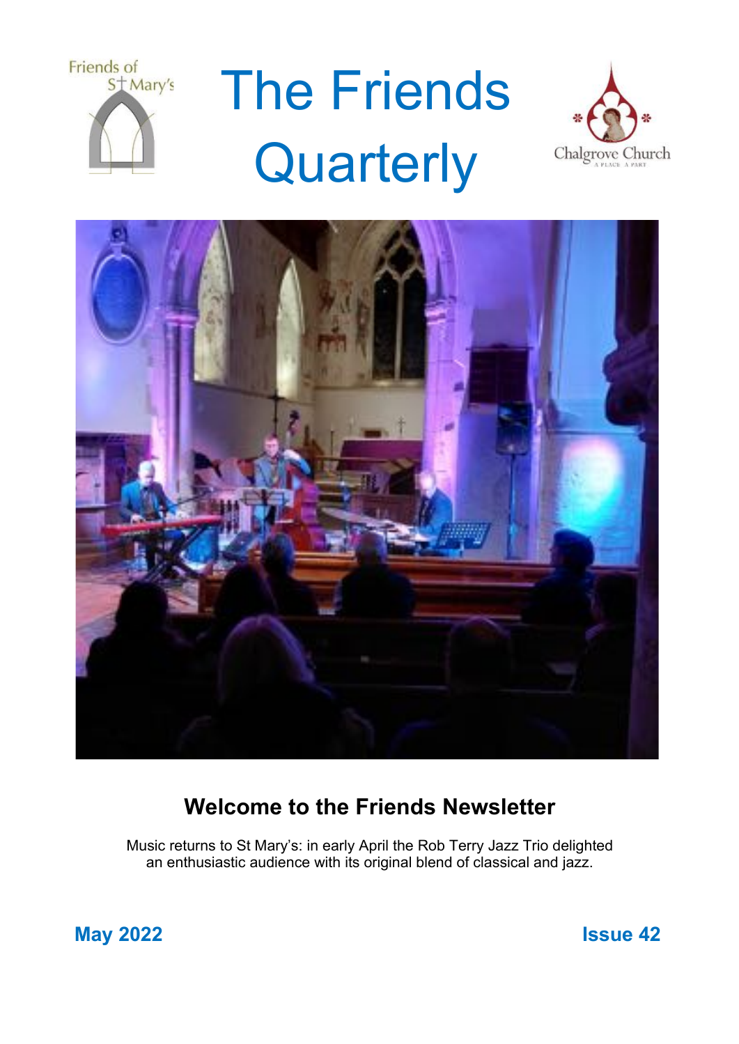Friends of St Mary's

# The Friends Quarterly

Chalgrove Church
A PLACE APART

## Welcome to the Friends Newsletter

Music returns to St Mary's: in early April the Rob Terry Jazz Trio delighted an enthusiastic audience with its original blend of classical and jazz.

**May 2022** **Issue 42**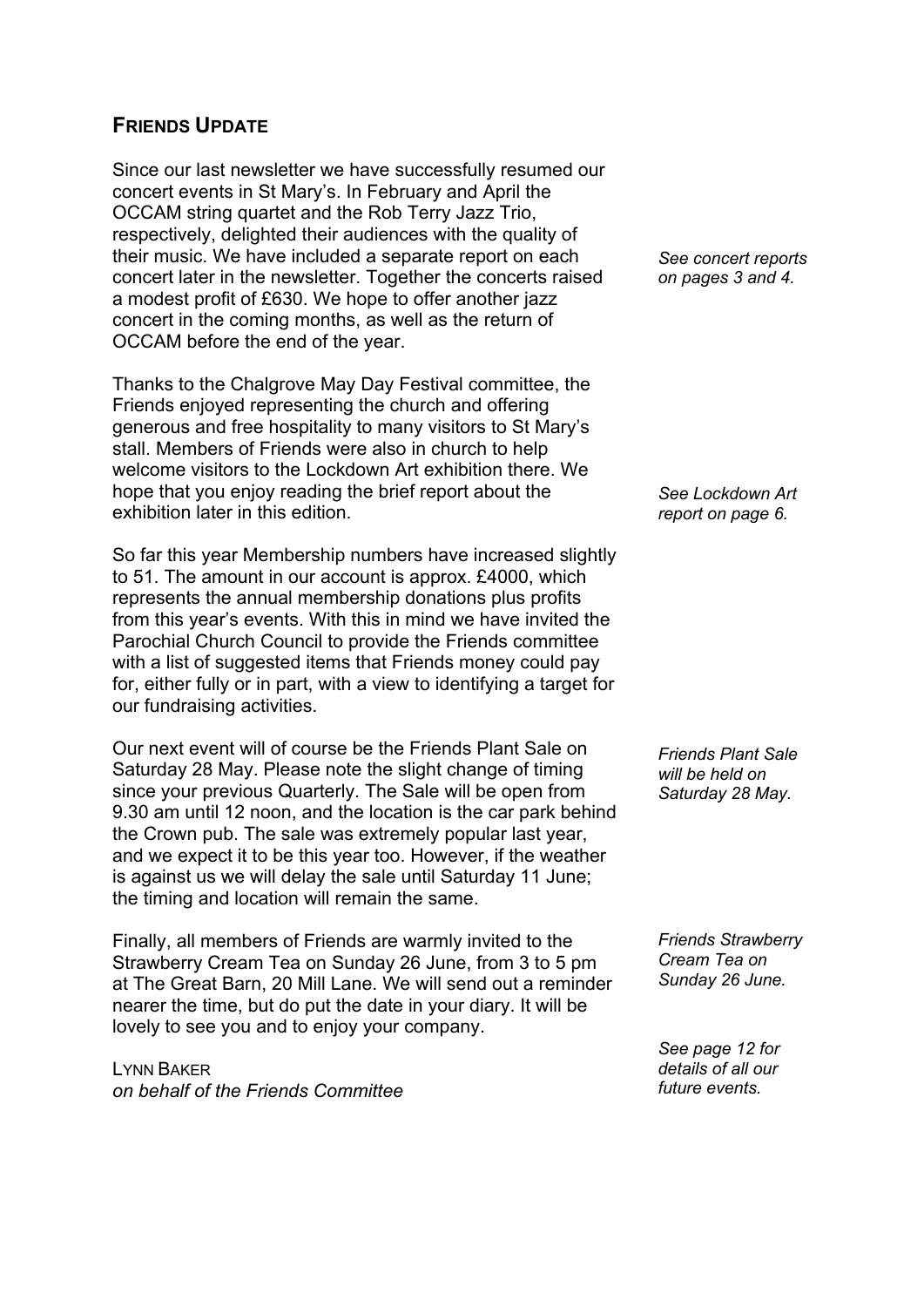## FRIENDS UPDATE

Since our last newsletter we have successfully resumed our concert events in St Mary's. In February and April the OCCAM string quartet and the Rob Terry Jazz Trio, respectively, delighted their audiences with the quality of their music. We have included a separate report on each concert later in the newsletter. Together the concerts raised a modest profit of £630. We hope to offer another jazz concert in the coming months, as well as the return of OCCAM before the end of the year.

*See concert reports on pages 3 and 4.*

Thanks to the Chalgrove May Day Festival committee, the Friends enjoyed representing the church and offering generous and free hospitality to many visitors to St Mary's stall. Members of Friends were also in church to help welcome visitors to the Lockdown Art exhibition there. We hope that you enjoy reading the brief report about the exhibition later in this edition.

*See Lockdown Art report on page 6.*

So far this year Membership numbers have increased slightly to 51. The amount in our account is approx. £4000, which represents the annual membership donations plus profits from this year's events. With this in mind we have invited the Parochial Church Council to provide the Friends committee with a list of suggested items that Friends money could pay for, either fully or in part, with a view to identifying a target for our fundraising activities.

Our next event will of course be the Friends Plant Sale on Saturday 28 May. Please note the slight change of timing since your previous Quarterly. The Sale will be open from 9.30 am until 12 noon, and the location is the car park behind the Crown pub. The sale was extremely popular last year, and we expect it to be this year too. However, if the weather is against us we will delay the sale until Saturday 11 June; the timing and location will remain the same.

*Friends Plant Sale will be held on Saturday 28 May.*

Finally, all members of Friends are warmly invited to the Strawberry Cream Tea on Sunday 26 June, from 3 to 5 pm at The Great Barn, 20 Mill Lane. We will send out a reminder nearer the time, but do put the date in your diary. It will be lovely to see you and to enjoy your company.

*Friends Strawberry Cream Tea on Sunday 26 June.*

*See page 12 for details of all our future events.*

LYNN BAKER
*on behalf of the Friends Committee*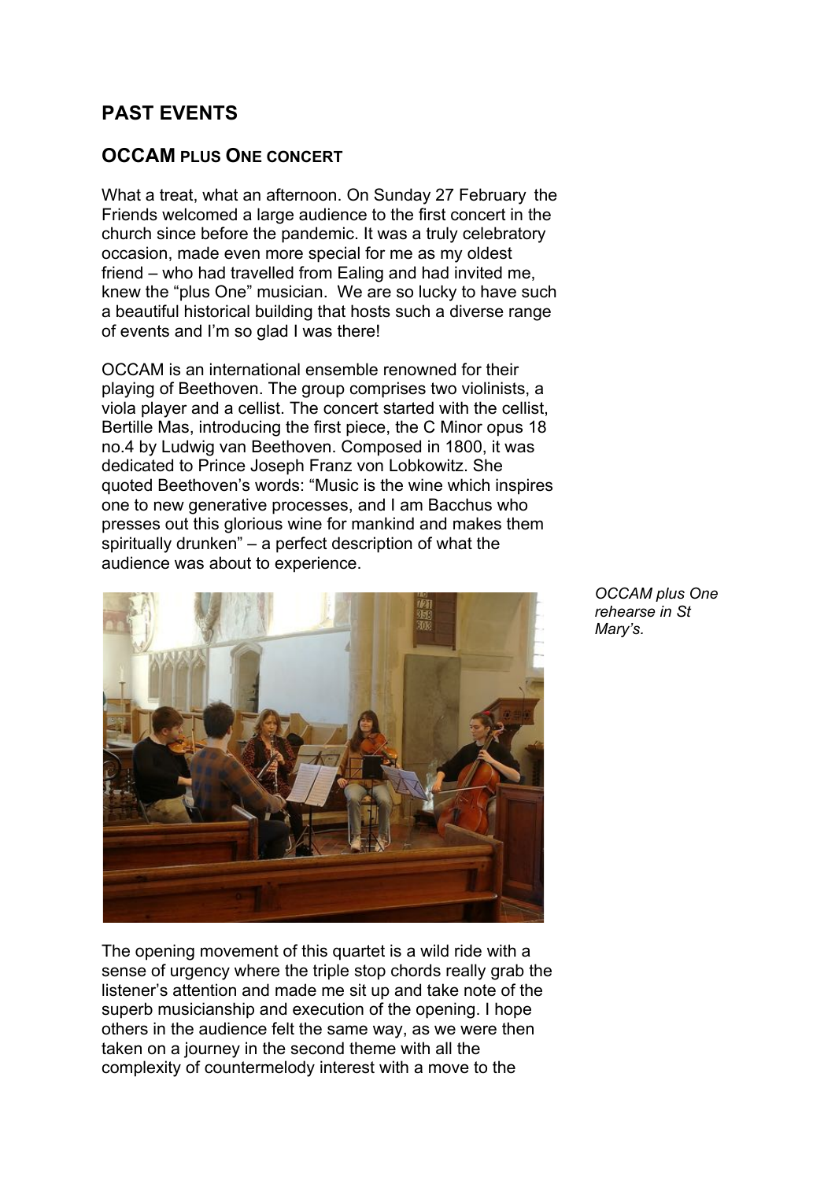## PAST EVENTS

### OCCAM PLUS ONE CONCERT

What a treat, what an afternoon. On Sunday 27 February the Friends welcomed a large audience to the first concert in the church since before the pandemic. It was a truly celebratory occasion, made even more special for me as my oldest friend – who had travelled from Ealing and had invited me, knew the "plus One" musician. We are so lucky to have such a beautiful historical building that hosts such a diverse range of events and I'm so glad I was there!

OCCAM is an international ensemble renowned for their playing of Beethoven. The group comprises two violinists, a viola player and a cellist. The concert started with the cellist, Bertille Mas, introducing the first piece, the C Minor opus 18 no.4 by Ludwig van Beethoven. Composed in 1800, it was dedicated to Prince Joseph Franz von Lobkowitz. She quoted Beethoven's words: "Music is the wine which inspires one to new generative processes, and I am Bacchus who presses out this glorious wine for mankind and makes them spiritually drunken" – a perfect description of what the audience was about to experience.

*OCCAM plus One rehearse in St Mary's.*

The opening movement of this quartet is a wild ride with a sense of urgency where the triple stop chords really grab the listener's attention and made me sit up and take note of the superb musicianship and execution of the opening. I hope others in the audience felt the same way, as we were then taken on a journey in the second theme with all the complexity of countermelody interest with a move to the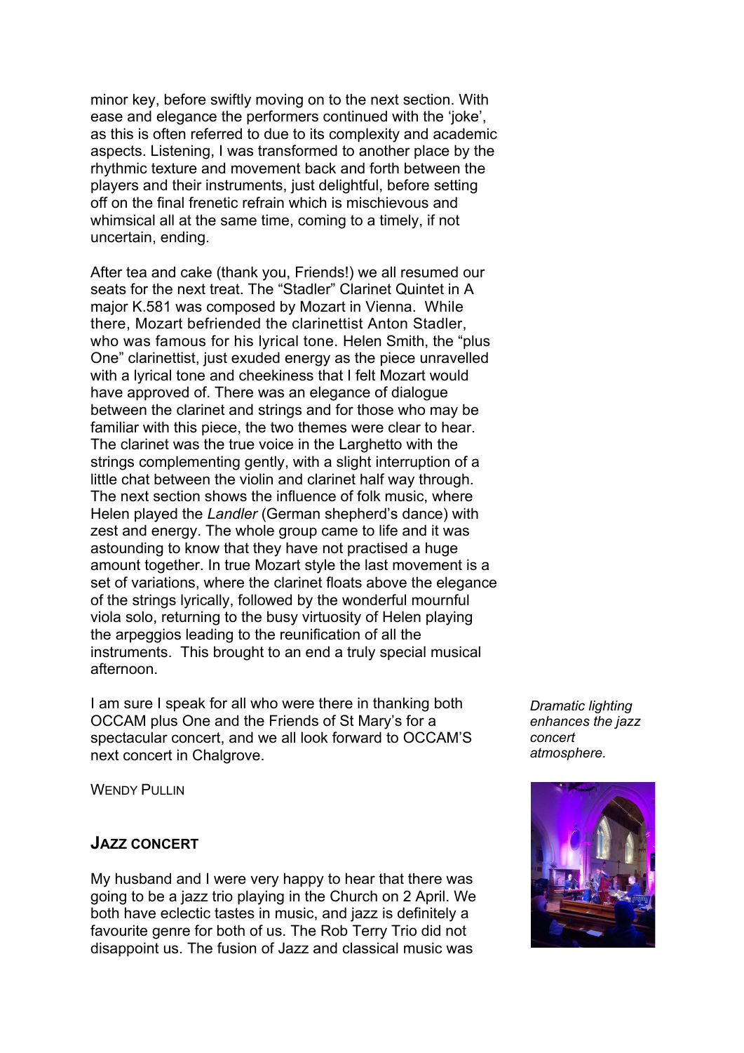minor key, before swiftly moving on to the next section. With ease and elegance the performers continued with the 'joke', as this is often referred to due to its complexity and academic aspects. Listening, I was transformed to another place by the rhythmic texture and movement back and forth between the players and their instruments, just delightful, before setting off on the final frenetic refrain which is mischievous and whimsical all at the same time, coming to a timely, if not uncertain, ending.

After tea and cake (thank you, Friends!) we all resumed our seats for the next treat. The "Stadler" Clarinet Quintet in A major K.581 was composed by Mozart in Vienna. While there, Mozart befriended the clarinettist Anton Stadler, who was famous for his lyrical tone. Helen Smith, the "plus One" clarinettist, just exuded energy as the piece unravelled with a lyrical tone and cheekiness that I felt Mozart would have approved of. There was an elegance of dialogue between the clarinet and strings and for those who may be familiar with this piece, the two themes were clear to hear. The clarinet was the true voice in the Larghetto with the strings complementing gently, with a slight interruption of a little chat between the violin and clarinet half way through. The next section shows the influence of folk music, where Helen played the *Landler* (German shepherd's dance) with zest and energy. The whole group came to life and it was astounding to know that they have not practised a huge amount together. In true Mozart style the last movement is a set of variations, where the clarinet floats above the elegance of the strings lyrically, followed by the wonderful mournful viola solo, returning to the busy virtuosity of Helen playing the arpeggios leading to the reunification of all the instruments. This brought to an end a truly special musical afternoon.

I am sure I speak for all who were there in thanking both OCCAM plus One and the Friends of St Mary's for a spectacular concert, and we all look forward to OCCAM'S next concert in Chalgrove.

WENDY PULLIN

## JAZZ CONCERT

*Dramatic lighting enhances the jazz concert atmosphere.*

My husband and I were very happy to hear that there was going to be a jazz trio playing in the Church on 2 April. We both have eclectic tastes in music, and jazz is definitely a favourite genre for both of us. The Rob Terry Trio did not disappoint us. The fusion of Jazz and classical music was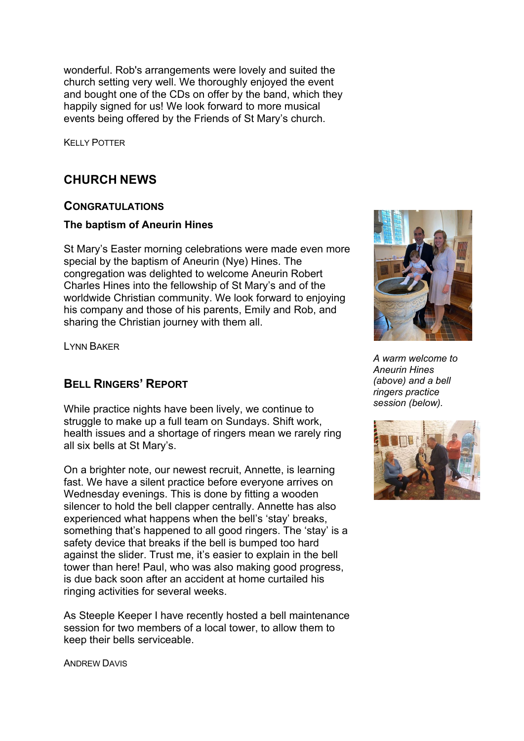wonderful. Rob's arrangements were lovely and suited the church setting very well. We thoroughly enjoyed the event and bought one of the CDs on offer by the band, which they happily signed for us! We look forward to more musical events being offered by the Friends of St Mary's church.

KELLY POTTER

## CHURCH NEWS

### CONGRATULATIONS

**The baptism of Aneurin Hines**

St Mary's Easter morning celebrations were made even more special by the baptism of Aneurin (Nye) Hines. The congregation was delighted to welcome Aneurin Robert Charles Hines into the fellowship of St Mary's and of the worldwide Christian community. We look forward to enjoying his company and those of his parents, Emily and Rob, and sharing the Christian journey with them all.

LYNN BAKER

*A warm welcome to Aneurin Hines (above) and a bell ringers practice session (below).*

### BELL RINGERS' REPORT

While practice nights have been lively, we continue to struggle to make up a full team on Sundays. Shift work, health issues and a shortage of ringers mean we rarely ring all six bells at St Mary's.

On a brighter note, our newest recruit, Annette, is learning fast. We have a silent practice before everyone arrives on Wednesday evenings. This is done by fitting a wooden silencer to hold the bell clapper centrally. Annette has also experienced what happens when the bell's 'stay' breaks, something that's happened to all good ringers. The 'stay' is a safety device that breaks if the bell is bumped too hard against the slider. Trust me, it's easier to explain in the bell tower than here! Paul, who was also making good progress, is due back soon after an accident at home curtailed his ringing activities for several weeks.

As Steeple Keeper I have recently hosted a bell maintenance session for two members of a local tower, to allow them to keep their bells serviceable.

ANDREW DAVIS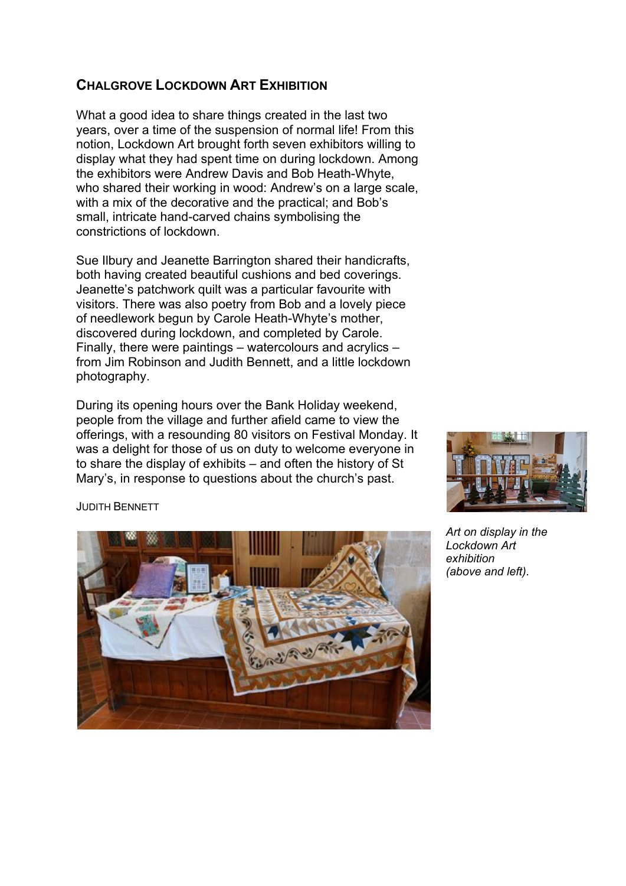## Chalgrove Lockdown Art Exhibition

What a good idea to share things created in the last two years, over a time of the suspension of normal life! From this notion, Lockdown Art brought forth seven exhibitors willing to display what they had spent time on during lockdown. Among the exhibitors were Andrew Davis and Bob Heath-Whyte, who shared their working in wood: Andrew's on a large scale, with a mix of the decorative and the practical; and Bob's small, intricate hand-carved chains symbolising the constrictions of lockdown.

Sue Ilbury and Jeanette Barrington shared their handicrafts, both having created beautiful cushions and bed coverings. Jeanette's patchwork quilt was a particular favourite with visitors. There was also poetry from Bob and a lovely piece of needlework begun by Carole Heath-Whyte's mother, discovered during lockdown, and completed by Carole. Finally, there were paintings – watercolours and acrylics – from Jim Robinson and Judith Bennett, and a little lockdown photography.

During its opening hours over the Bank Holiday weekend, people from the village and further afield came to view the offerings, with a resounding 80 visitors on Festival Monday. It was a delight for those of us on duty to welcome everyone in to share the display of exhibits – and often the history of St Mary's, in response to questions about the church's past.

Judith Bennett

*Art on display in the Lockdown Art exhibition (above and left).*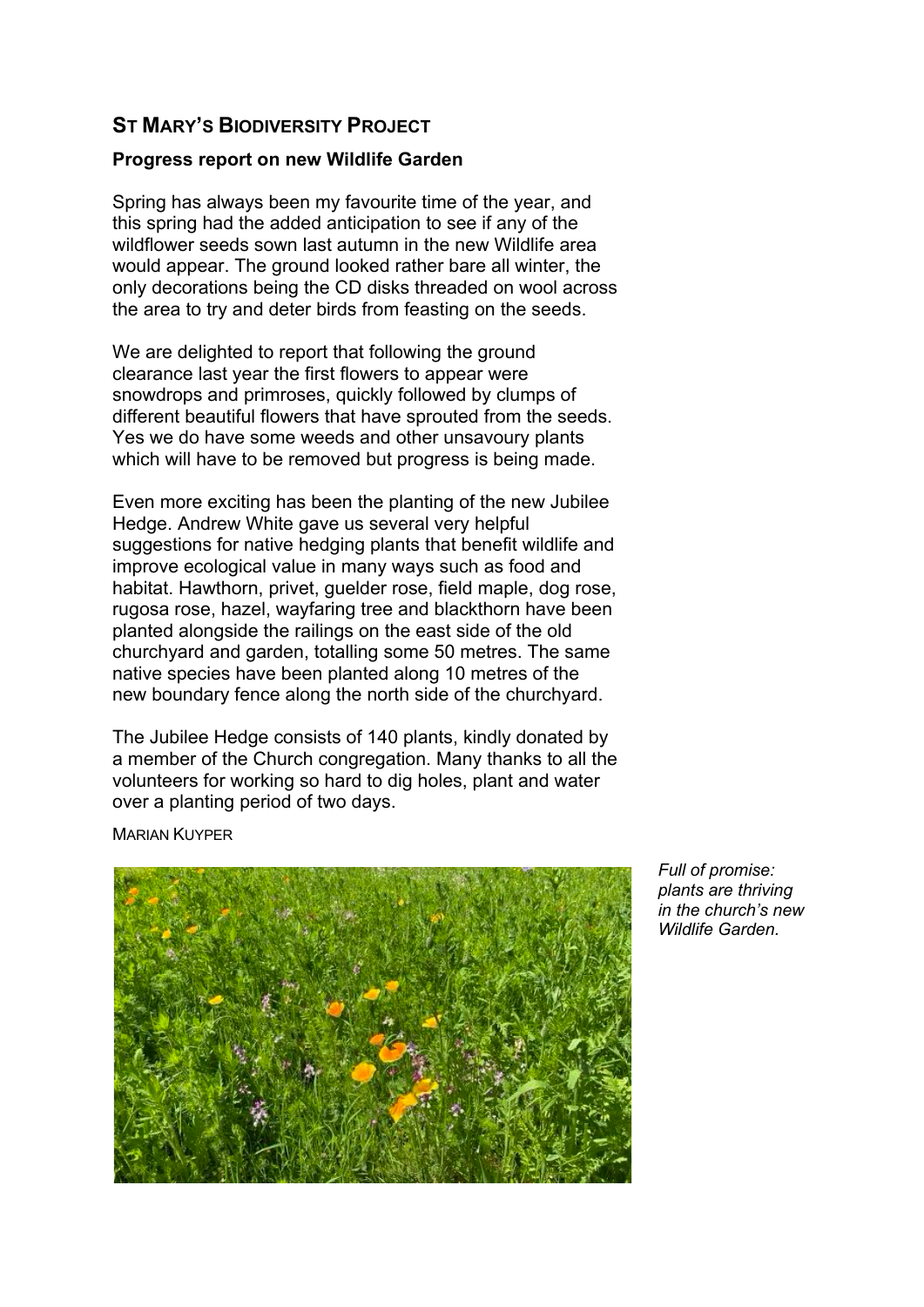## ST MARY'S BIODIVERSITY PROJECT

### Progress report on new Wildlife Garden

Spring has always been my favourite time of the year, and this spring had the added anticipation to see if any of the wildflower seeds sown last autumn in the new Wildlife area would appear. The ground looked rather bare all winter, the only decorations being the CD disks threaded on wool across the area to try and deter birds from feasting on the seeds.

We are delighted to report that following the ground clearance last year the first flowers to appear were snowdrops and primroses, quickly followed by clumps of different beautiful flowers that have sprouted from the seeds. Yes we do have some weeds and other unsavoury plants which will have to be removed but progress is being made.

Even more exciting has been the planting of the new Jubilee Hedge. Andrew White gave us several very helpful suggestions for native hedging plants that benefit wildlife and improve ecological value in many ways such as food and habitat. Hawthorn, privet, guelder rose, field maple, dog rose, rugosa rose, hazel, wayfaring tree and blackthorn have been planted alongside the railings on the east side of the old churchyard and garden, totalling some 50 metres. The same native species have been planted along 10 metres of the new boundary fence along the north side of the churchyard.

The Jubilee Hedge consists of 140 plants, kindly donated by a member of the Church congregation. Many thanks to all the volunteers for working so hard to dig holes, plant and water over a planting period of two days.

MARIAN KUYPER

*Full of promise: plants are thriving in the church's new Wildlife Garden.*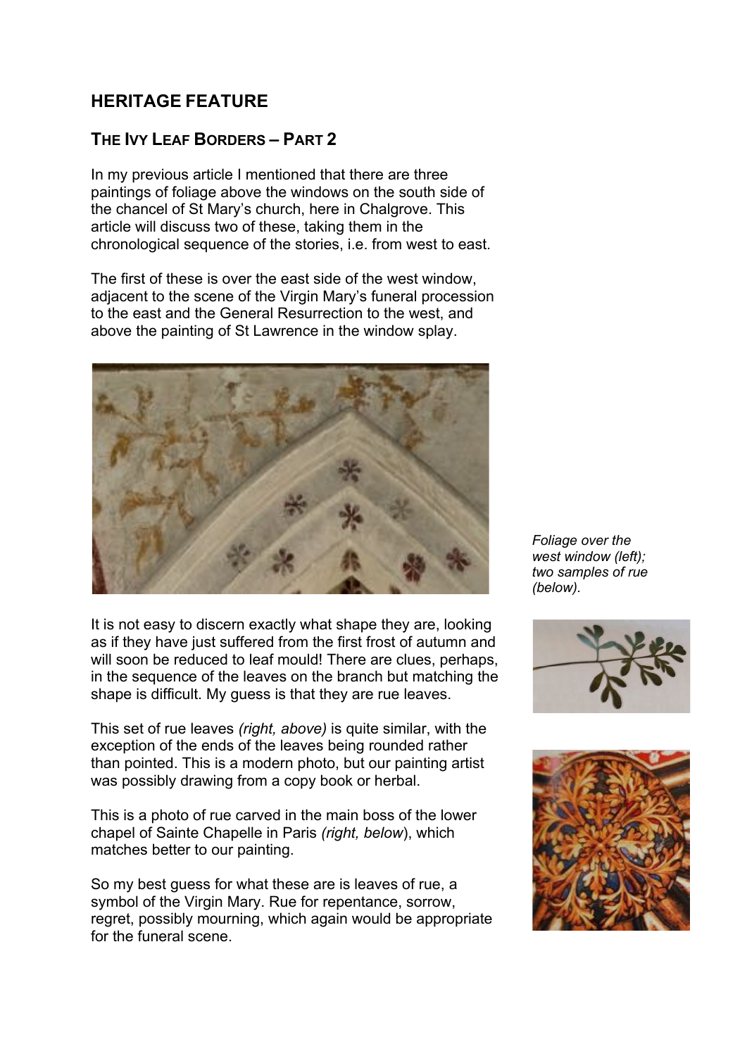## HERITAGE FEATURE

### THE IVY LEAF BORDERS – PART 2

In my previous article I mentioned that there are three paintings of foliage above the windows on the south side of the chancel of St Mary's church, here in Chalgrove. This article will discuss two of these, taking them in the chronological sequence of the stories, i.e. from west to east.

The first of these is over the east side of the west window, adjacent to the scene of the Virgin Mary's funeral procession to the east and the General Resurrection to the west, and above the painting of St Lawrence in the window splay.

*Foliage over the west window (left); two samples of rue (below).*

It is not easy to discern exactly what shape they are, looking as if they have just suffered from the first frost of autumn and will soon be reduced to leaf mould! There are clues, perhaps, in the sequence of the leaves on the branch but matching the shape is difficult. My guess is that they are rue leaves.

This set of rue leaves *(right, above)* is quite similar, with the exception of the ends of the leaves being rounded rather than pointed. This is a modern photo, but our painting artist was possibly drawing from a copy book or herbal.

This is a photo of rue carved in the main boss of the lower chapel of Sainte Chapelle in Paris *(right, below)*, which matches better to our painting.

So my best guess for what these are is leaves of rue, a symbol of the Virgin Mary. Rue for repentance, sorrow, regret, possibly mourning, which again would be appropriate for the funeral scene.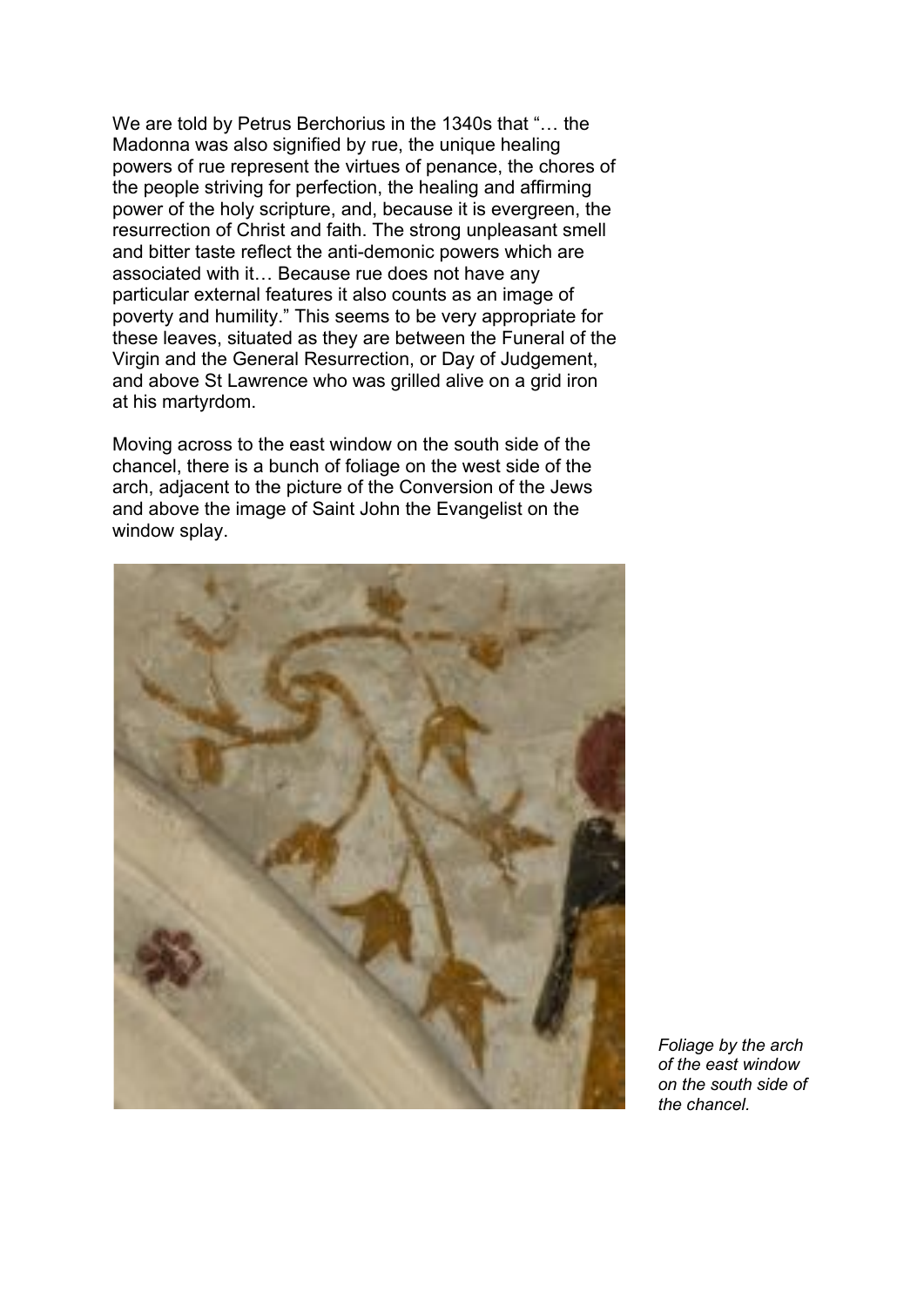We are told by Petrus Berchorius in the 1340s that "… the Madonna was also signified by rue, the unique healing powers of rue represent the virtues of penance, the chores of the people striving for perfection, the healing and affirming power of the holy scripture, and, because it is evergreen, the resurrection of Christ and faith. The strong unpleasant smell and bitter taste reflect the anti-demonic powers which are associated with it… Because rue does not have any particular external features it also counts as an image of poverty and humility." This seems to be very appropriate for these leaves, situated as they are between the Funeral of the Virgin and the General Resurrection, or Day of Judgement, and above St Lawrence who was grilled alive on a grid iron at his martyrdom.

Moving across to the east window on the south side of the chancel, there is a bunch of foliage on the west side of the arch, adjacent to the picture of the Conversion of the Jews and above the image of Saint John the Evangelist on the window splay.

*Foliage by the arch of the east window on the south side of the chancel.*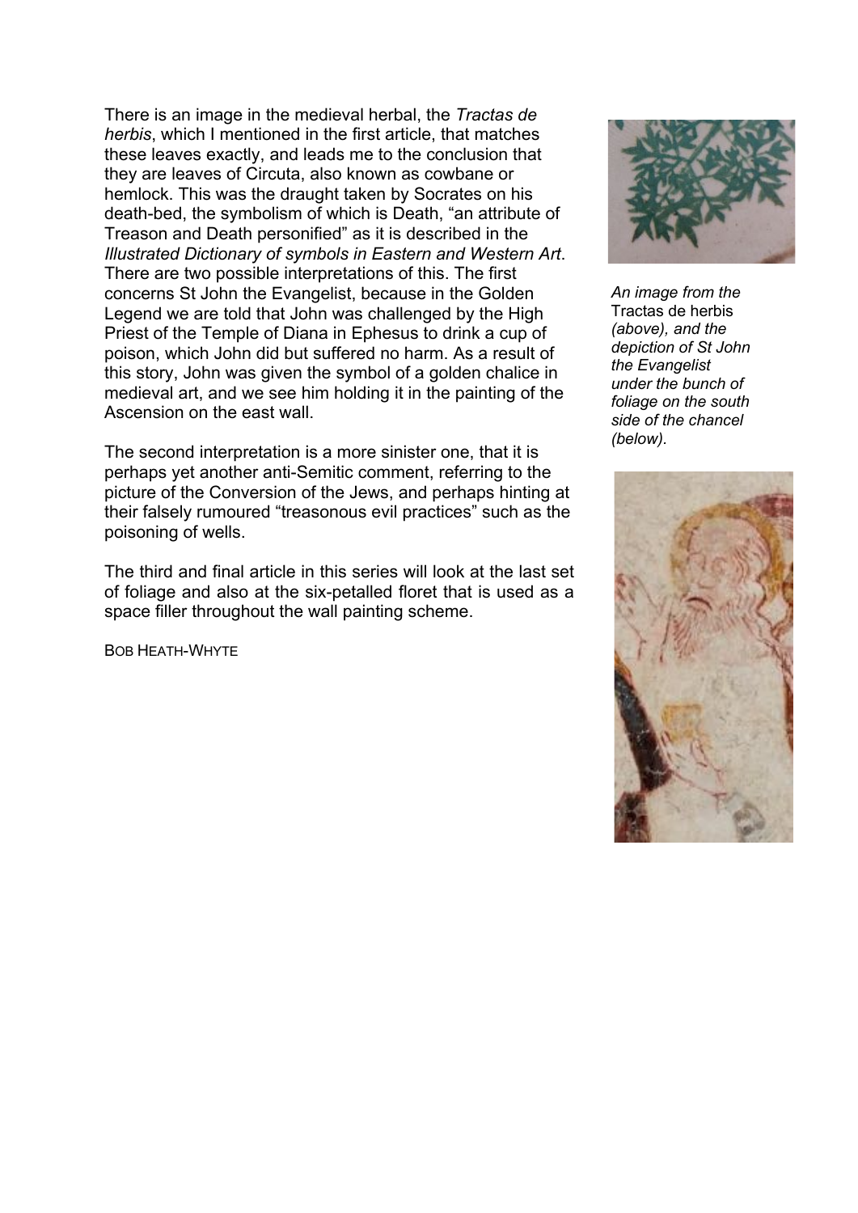There is an image in the medieval herbal, the *Tractas de herbis*, which I mentioned in the first article, that matches these leaves exactly, and leads me to the conclusion that they are leaves of Circuta, also known as cowbane or hemlock. This was the draught taken by Socrates on his death-bed, the symbolism of which is Death, "an attribute of Treason and Death personified" as it is described in the *Illustrated Dictionary of symbols in Eastern and Western Art*. There are two possible interpretations of this. The first concerns St John the Evangelist, because in the Golden Legend we are told that John was challenged by the High Priest of the Temple of Diana in Ephesus to drink a cup of poison, which John did but suffered no harm. As a result of this story, John was given the symbol of a golden chalice in medieval art, and we see him holding it in the painting of the Ascension on the east wall.

The second interpretation is a more sinister one, that it is perhaps yet another anti-Semitic comment, referring to the picture of the Conversion of the Jews, and perhaps hinting at their falsely rumoured "treasonous evil practices" such as the poisoning of wells.

The third and final article in this series will look at the last set of foliage and also at the six-petalled floret that is used as a space filler throughout the wall painting scheme.

BOB HEATH-WHYTE

*An image from the* Tractas de herbis *(above), and the depiction of St John the Evangelist under the bunch of foliage on the south side of the chancel (below).*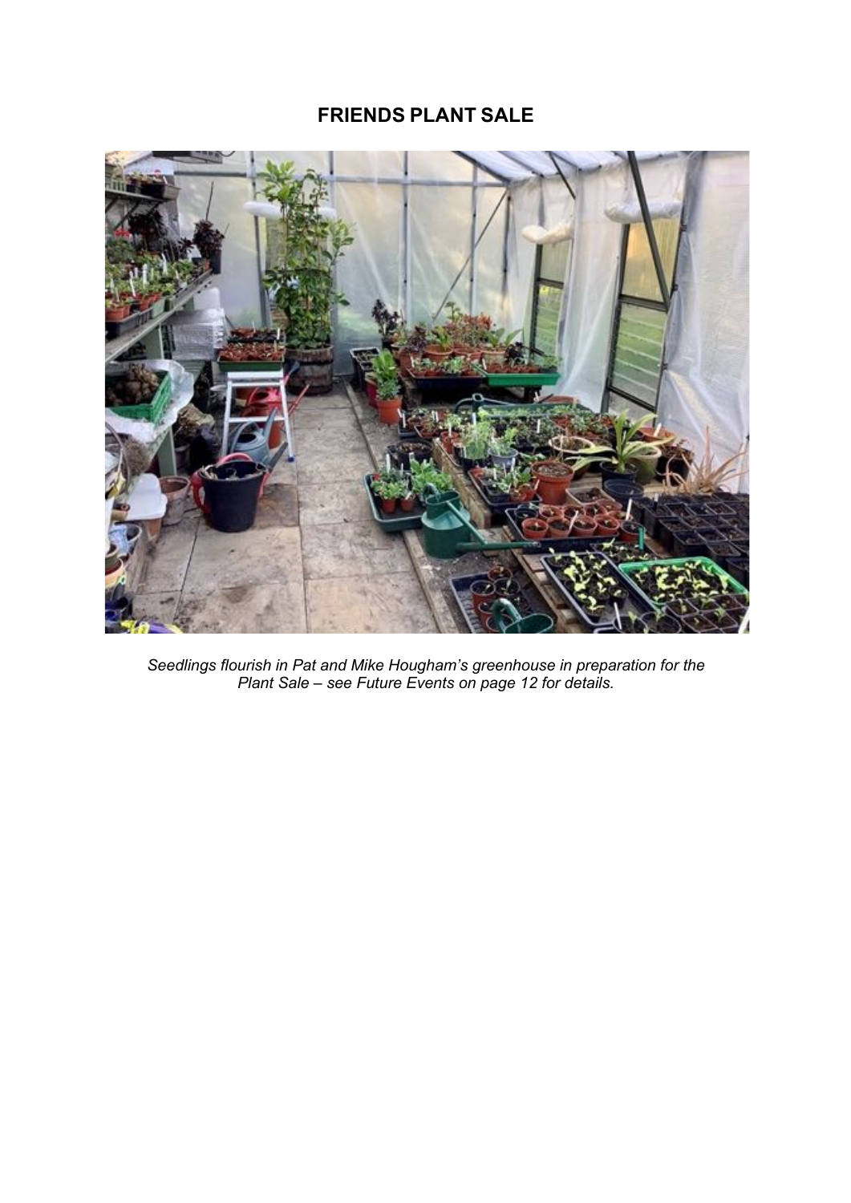# FRIENDS PLANT SALE

*Seedlings flourish in Pat and Mike Hougham's greenhouse in preparation for the Plant Sale – see Future Events on page 12 for details.*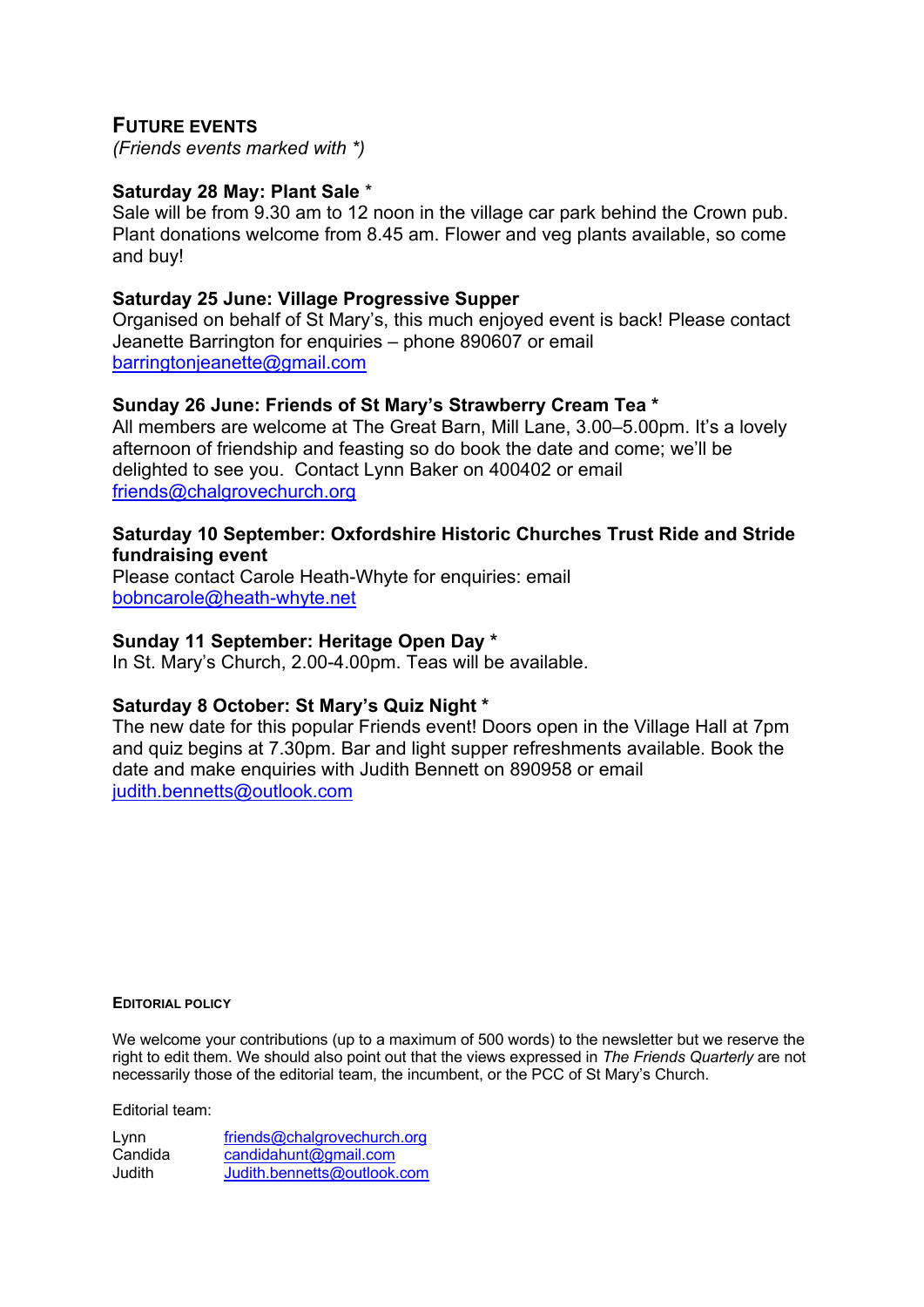## Future Events

*(Friends events marked with *)*

**Saturday 28 May: Plant Sale** *

Sale will be from 9.30 am to 12 noon in the village car park behind the Crown pub. Plant donations welcome from 8.45 am. Flower and veg plants available, so come and buy!

**Saturday 25 June: Village Progressive Supper**

Organised on behalf of St Mary's, this much enjoyed event is back! Please contact Jeanette Barrington for enquiries – phone 890607 or email barringtonjeanette@gmail.com

**Sunday 26 June: Friends of St Mary's Strawberry Cream Tea** *

All members are welcome at The Great Barn, Mill Lane, 3.00–5.00pm. It's a lovely afternoon of friendship and feasting so do book the date and come; we'll be delighted to see you. Contact Lynn Baker on 400402 or email friends@chalgrovechurch.org

**Saturday 10 September: Oxfordshire Historic Churches Trust Ride and Stride fundraising event**

Please contact Carole Heath-Whyte for enquiries: email bobncarole@heath-whyte.net

**Sunday 11 September: Heritage Open Day** *

In St. Mary's Church, 2.00-4.00pm. Teas will be available.

**Saturday 8 October: St Mary's Quiz Night** *

The new date for this popular Friends event! Doors open in the Village Hall at 7pm and quiz begins at 7.30pm. Bar and light supper refreshments available. Book the date and make enquiries with Judith Bennett on 890958 or email judith.bennetts@outlook.com

#### Editorial Policy

We welcome your contributions (up to a maximum of 500 words) to the newsletter but we reserve the right to edit them. We should also point out that the views expressed in *The Friends Quarterly* are not necessarily those of the editorial team, the incumbent, or the PCC of St Mary's Church.

Editorial team:

| | |
|---|---|
| Lynn | friends@chalgrovechurch.org |
| Candida | candidahunt@gmail.com |
| Judith | Judith.bennetts@outlook.com |